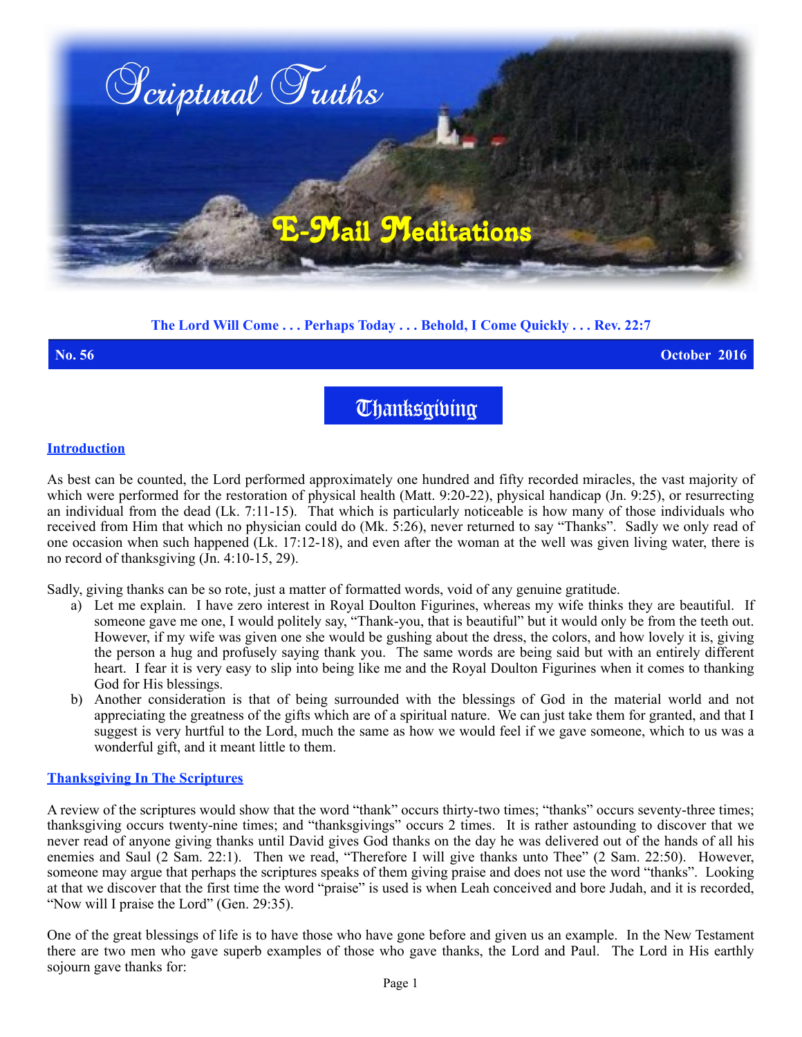# Scriptural Truths

## E-Mail Meditations

**The Lord Will Come . . . Perhaps Today . . . Behold, I Come Quickly . . . Rev. 22:7**

**No. 56** **October 2016**

# Thanksgiving

## Introduction

As best can be counted, the Lord performed approximately one hundred and fifty recorded miracles, the vast majority of which were performed for the restoration of physical health (Matt. 9:20-22), physical handicap (Jn. 9:25), or resurrecting an individual from the dead (Lk. 7:11-15). That which is particularly noticeable is how many of those individuals who received from Him that which no physician could do (Mk. 5:26), never returned to say "Thanks". Sadly we only read of one occasion when such happened (Lk. 17:12-18), and even after the woman at the well was given living water, there is no record of thanksgiving (Jn. 4:10-15, 29).

Sadly, giving thanks can be so rote, just a matter of formatted words, void of any genuine gratitude.

a) Let me explain. I have zero interest in Royal Doulton Figurines, whereas my wife thinks they are beautiful. If someone gave me one, I would politely say, "Thank-you, that is beautiful" but it would only be from the teeth out. However, if my wife was given one she would be gushing about the dress, the colors, and how lovely it is, giving the person a hug and profusely saying thank you. The same words are being said but with an entirely different heart. I fear it is very easy to slip into being like me and the Royal Doulton Figurines when it comes to thanking God for His blessings.
b) Another consideration is that of being surrounded with the blessings of God in the material world and not appreciating the greatness of the gifts which are of a spiritual nature. We can just take them for granted, and that I suggest is very hurtful to the Lord, much the same as how we would feel if we gave someone, which to us was a wonderful gift, and it meant little to them.

## Thanksgiving In The Scriptures

A review of the scriptures would show that the word "thank" occurs thirty-two times; "thanks" occurs seventy-three times; thanksgiving occurs twenty-nine times; and "thanksgivings" occurs 2 times. It is rather astounding to discover that we never read of anyone giving thanks until David gives God thanks on the day he was delivered out of the hands of all his enemies and Saul (2 Sam. 22:1). Then we read, "Therefore I will give thanks unto Thee" (2 Sam. 22:50). However, someone may argue that perhaps the scriptures speaks of them giving praise and does not use the word "thanks". Looking at that we discover that the first time the word "praise" is used is when Leah conceived and bore Judah, and it is recorded, "Now will I praise the Lord" (Gen. 29:35).

One of the great blessings of life is to have those who have gone before and given us an example. In the New Testament there are two men who gave superb examples of those who gave thanks, the Lord and Paul. The Lord in His earthly sojourn gave thanks for: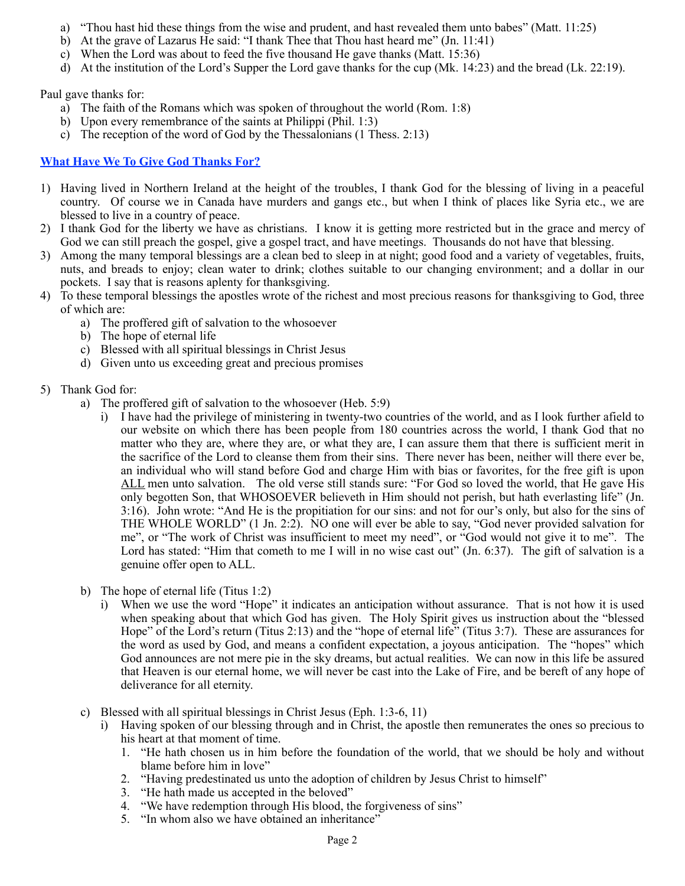a) "Thou hast hid these things from the wise and prudent, and hast revealed them unto babes" (Matt. 11:25)
b) At the grave of Lazarus He said: "I thank Thee that Thou hast heard me" (Jn. 11:41)
c) When the Lord was about to feed the five thousand He gave thanks (Matt. 15:36)
d) At the institution of the Lord's Supper the Lord gave thanks for the cup (Mk. 14:23) and the bread (Lk. 22:19).

Paul gave thanks for:

a) The faith of the Romans which was spoken of throughout the world (Rom. 1:8)
b) Upon every remembrance of the saints at Philippi (Phil. 1:3)
c) The reception of the word of God by the Thessalonians (1 Thess. 2:13)

**What Have We To Give God Thanks For?**

1) Having lived in Northern Ireland at the height of the troubles, I thank God for the blessing of living in a peaceful country. Of course we in Canada have murders and gangs etc., but when I think of places like Syria etc., we are blessed to live in a country of peace.
2) I thank God for the liberty we have as christians. I know it is getting more restricted but in the grace and mercy of God we can still preach the gospel, give a gospel tract, and have meetings. Thousands do not have that blessing.
3) Among the many temporal blessings are a clean bed to sleep in at night; good food and a variety of vegetables, fruits, nuts, and breads to enjoy; clean water to drink; clothes suitable to our changing environment; and a dollar in our pockets. I say that is reasons aplenty for thanksgiving.
4) To these temporal blessings the apostles wrote of the richest and most precious reasons for thanksgiving to God, three of which are:
   a) The proffered gift of salvation to the whosoever
   b) The hope of eternal life
   c) Blessed with all spiritual blessings in Christ Jesus
   d) Given unto us exceeding great and precious promises

5) Thank God for:
   a) The proffered gift of salvation to the whosoever (Heb. 5:9)
      i) I have had the privilege of ministering in twenty-two countries of the world, and as I look further afield to our website on which there has been people from 180 countries across the world, I thank God that no matter who they are, where they are, or what they are, I can assure them that there is sufficient merit in the sacrifice of the Lord to cleanse them from their sins. There never has been, neither will there ever be, an individual who will stand before God and charge Him with bias or favorites, for the free gift is upon <u>ALL</u> men unto salvation. The old verse still stands sure: "For God so loved the world, that He gave His only begotten Son, that WHOSOEVER believeth in Him should not perish, but hath everlasting life" (Jn. 3:16). John wrote: "And He is the propitiation for our sins: and not for our's only, but also for the sins of THE WHOLE WORLD" (1 Jn. 2:2). NO one will ever be able to say, "God never provided salvation for me", or "The work of Christ was insufficient to meet my need", or "God would not give it to me". The Lord has stated: "Him that cometh to me I will in no wise cast out" (Jn. 6:37). The gift of salvation is a genuine offer open to ALL.

   b) The hope of eternal life (Titus 1:2)
      i) When we use the word "Hope" it indicates an anticipation without assurance. That is not how it is used when speaking about that which God has given. The Holy Spirit gives us instruction about the "blessed Hope" of the Lord's return (Titus 2:13) and the "hope of eternal life" (Titus 3:7). These are assurances for the word as used by God, and means a confident expectation, a joyous anticipation. The "hopes" which God announces are not mere pie in the sky dreams, but actual realities. We can now in this life be assured that Heaven is our eternal home, we will never be cast into the Lake of Fire, and be bereft of any hope of deliverance for all eternity.

   c) Blessed with all spiritual blessings in Christ Jesus (Eph. 1:3-6, 11)
      i) Having spoken of our blessing through and in Christ, the apostle then remunerates the ones so precious to his heart at that moment of time.
         1. "He hath chosen us in him before the foundation of the world, that we should be holy and without blame before him in love"
         2. "Having predestinated us unto the adoption of children by Jesus Christ to himself"
         3. "He hath made us accepted in the beloved"
         4. "We have redemption through His blood, the forgiveness of sins"
         5. "In whom also we have obtained an inheritance"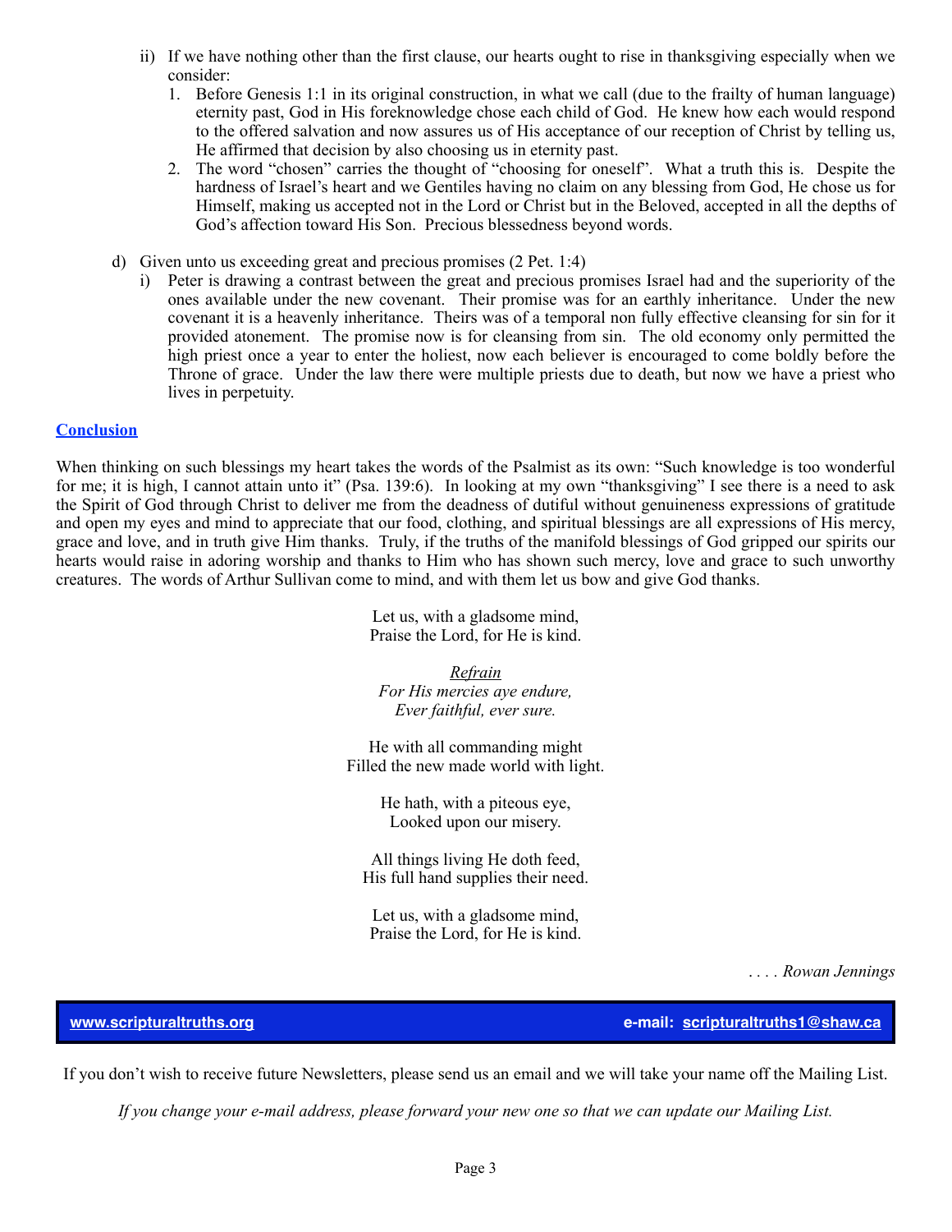ii) If we have nothing other than the first clause, our hearts ought to rise in thanksgiving especially when we consider:
      1. Before Genesis 1:1 in its original construction, in what we call (due to the frailty of human language) eternity past, God in His foreknowledge chose each child of God. He knew how each would respond to the offered salvation and now assures us of His acceptance of our reception of Christ by telling us, He affirmed that decision by also choosing us in eternity past.
      2. The word "chosen" carries the thought of "choosing for oneself". What a truth this is. Despite the hardness of Israel's heart and we Gentiles having no claim on any blessing from God, He chose us for Himself, making us accepted not in the Lord or Christ but in the Beloved, accepted in all the depths of God's affection toward His Son. Precious blessedness beyond words.

d) Given unto us exceeding great and precious promises (2 Pet. 1:4)
   i) Peter is drawing a contrast between the great and precious promises Israel had and the superiority of the ones available under the new covenant. Their promise was for an earthly inheritance. Under the new covenant it is a heavenly inheritance. Theirs was of a temporal non fully effective cleansing for sin for it provided atonement. The promise now is for cleansing from sin. The old economy only permitted the high priest once a year to enter the holiest, now each believer is encouraged to come boldly before the Throne of grace. Under the law there were multiple priests due to death, but now we have a priest who lives in perpetuity.

**Conclusion**

When thinking on such blessings my heart takes the words of the Psalmist as its own: "Such knowledge is too wonderful for me; it is high, I cannot attain unto it" (Psa. 139:6). In looking at my own "thanksgiving" I see there is a need to ask the Spirit of God through Christ to deliver me from the deadness of dutiful without genuineness expressions of gratitude and open my eyes and mind to appreciate that our food, clothing, and spiritual blessings are all expressions of His mercy, grace and love, and in truth give Him thanks. Truly, if the truths of the manifold blessings of God gripped our spirits our hearts would raise in adoring worship and thanks to Him who has shown such mercy, love and grace to such unworthy creatures. The words of Arthur Sullivan come to mind, and with them let us bow and give God thanks.

Let us, with a gladsome mind,
Praise the Lord, for He is kind.

Refrain
*For His mercies aye endure,*
*Ever faithful, ever sure.*

He with all commanding might
Filled the new made world with light.

He hath, with a piteous eye,
Looked upon our misery.

All things living He doth feed,
His full hand supplies their need.

Let us, with a gladsome mind,
Praise the Lord, for He is kind.

*. . . . Rowan Jennings*

**www.scripturaltruths.org** — **e-mail: scripturaltruths1@shaw.ca**

If you don't wish to receive future Newsletters, please send us an email and we will take your name off the Mailing List.

*If you change your e-mail address, please forward your new one so that we can update our Mailing List.*